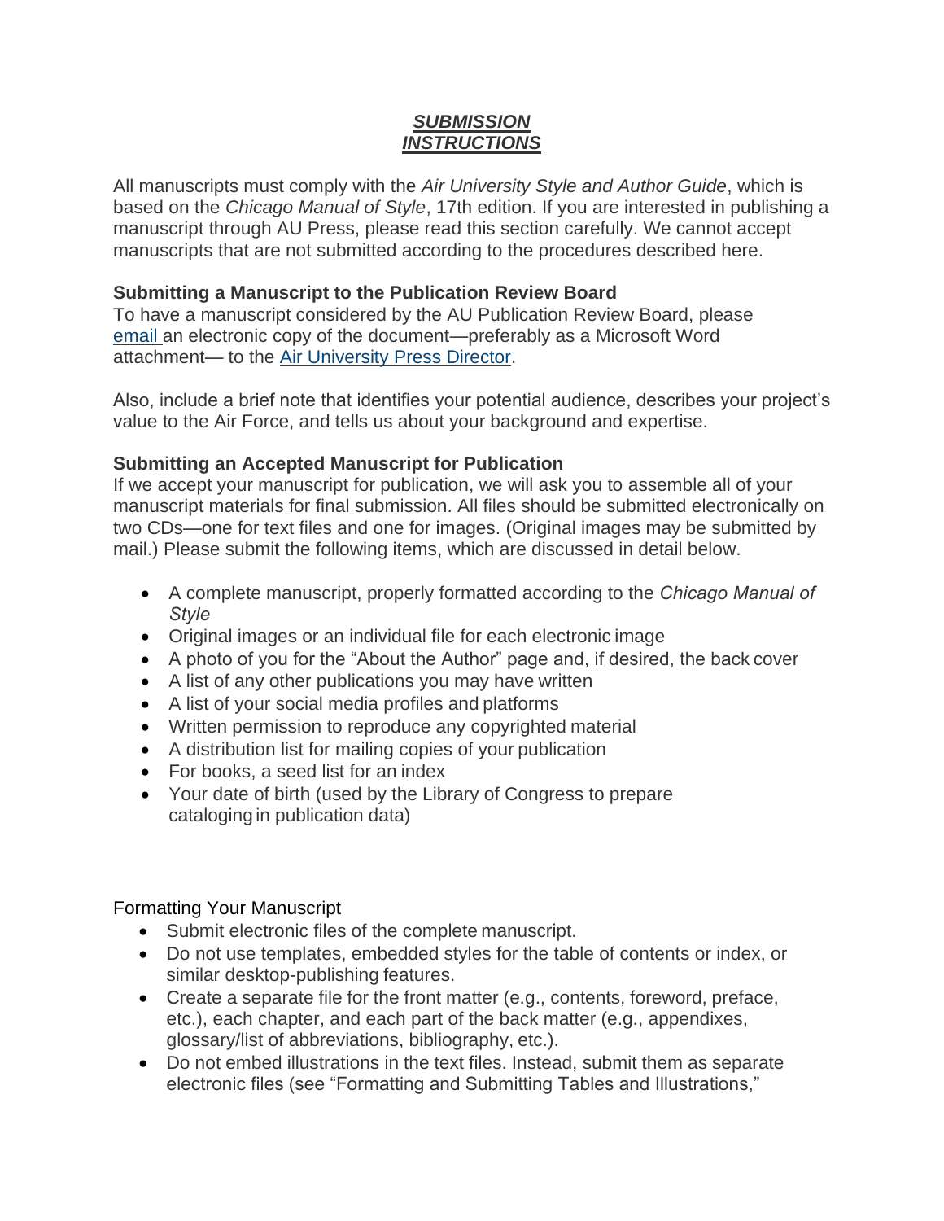# ***SUBMISSION INSTRUCTIONS***

All manuscripts must comply with the *Air University Style and Author Guide*, which is based on the *Chicago Manual of Style*, 17th edition. If you are interested in publishing a manuscript through AU Press, please read this section carefully. We cannot accept manuscripts that are not submitted according to the procedures described here.

**Submitting a Manuscript to the Publication Review Board**

To have a manuscript considered by the AU Publication Review Board, please email an electronic copy of the document—preferably as a Microsoft Word attachment— to the Air University Press Director.

Also, include a brief note that identifies your potential audience, describes your project's value to the Air Force, and tells us about your background and expertise.

**Submitting an Accepted Manuscript for Publication**

If we accept your manuscript for publication, we will ask you to assemble all of your manuscript materials for final submission. All files should be submitted electronically on two CDs—one for text files and one for images. (Original images may be submitted by mail.) Please submit the following items, which are discussed in detail below.

- A complete manuscript, properly formatted according to the *Chicago Manual of Style*
- Original images or an individual file for each electronic image
- A photo of you for the "About the Author" page and, if desired, the back cover
- A list of any other publications you may have written
- A list of your social media profiles and platforms
- Written permission to reproduce any copyrighted material
- A distribution list for mailing copies of your publication
- For books, a seed list for an index
- Your date of birth (used by the Library of Congress to prepare cataloging in publication data)

Formatting Your Manuscript

- Submit electronic files of the complete manuscript.
- Do not use templates, embedded styles for the table of contents or index, or similar desktop-publishing features.
- Create a separate file for the front matter (e.g., contents, foreword, preface, etc.), each chapter, and each part of the back matter (e.g., appendixes, glossary/list of abbreviations, bibliography, etc.).
- Do not embed illustrations in the text files. Instead, submit them as separate electronic files (see "Formatting and Submitting Tables and Illustrations,"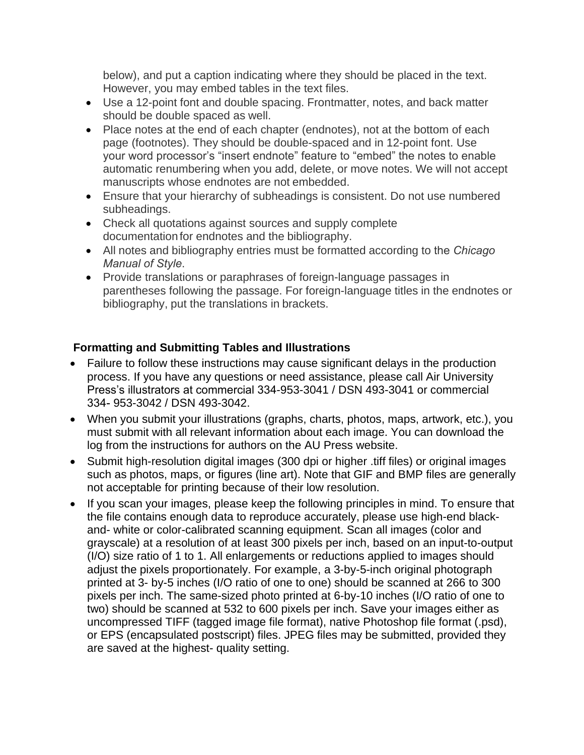below), and put a caption indicating where they should be placed in the text. However, you may embed tables in the text files.

- Use a 12-point font and double spacing. Frontmatter, notes, and back matter should be double spaced as well.
- Place notes at the end of each chapter (endnotes), not at the bottom of each page (footnotes). They should be double-spaced and in 12-point font. Use your word processor's "insert endnote" feature to "embed" the notes to enable automatic renumbering when you add, delete, or move notes. We will not accept manuscripts whose endnotes are not embedded.
- Ensure that your hierarchy of subheadings is consistent. Do not use numbered subheadings.
- Check all quotations against sources and supply complete documentation for endnotes and the bibliography.
- All notes and bibliography entries must be formatted according to the *Chicago Manual of Style*.
- Provide translations or paraphrases of foreign-language passages in parentheses following the passage. For foreign-language titles in the endnotes or bibliography, put the translations in brackets.

**Formatting and Submitting Tables and Illustrations**

- Failure to follow these instructions may cause significant delays in the production process. If you have any questions or need assistance, please call Air University Press's illustrators at commercial 334-953-3041 / DSN 493-3041 or commercial 334- 953-3042 / DSN 493-3042.
- When you submit your illustrations (graphs, charts, photos, maps, artwork, etc.), you must submit with all relevant information about each image. You can download the log from the instructions for authors on the AU Press website.
- Submit high-resolution digital images (300 dpi or higher .tiff files) or original images such as photos, maps, or figures (line art). Note that GIF and BMP files are generally not acceptable for printing because of their low resolution.
- If you scan your images, please keep the following principles in mind. To ensure that the file contains enough data to reproduce accurately, please use high-end black-and- white or color-calibrated scanning equipment. Scan all images (color and grayscale) at a resolution of at least 300 pixels per inch, based on an input-to-output (I/O) size ratio of 1 to 1. All enlargements or reductions applied to images should adjust the pixels proportionately. For example, a 3-by-5-inch original photograph printed at 3- by-5 inches (I/O ratio of one to one) should be scanned at 266 to 300 pixels per inch. The same-sized photo printed at 6-by-10 inches (I/O ratio of one to two) should be scanned at 532 to 600 pixels per inch. Save your images either as uncompressed TIFF (tagged image file format), native Photoshop file format (.psd), or EPS (encapsulated postscript) files. JPEG files may be submitted, provided they are saved at the highest- quality setting.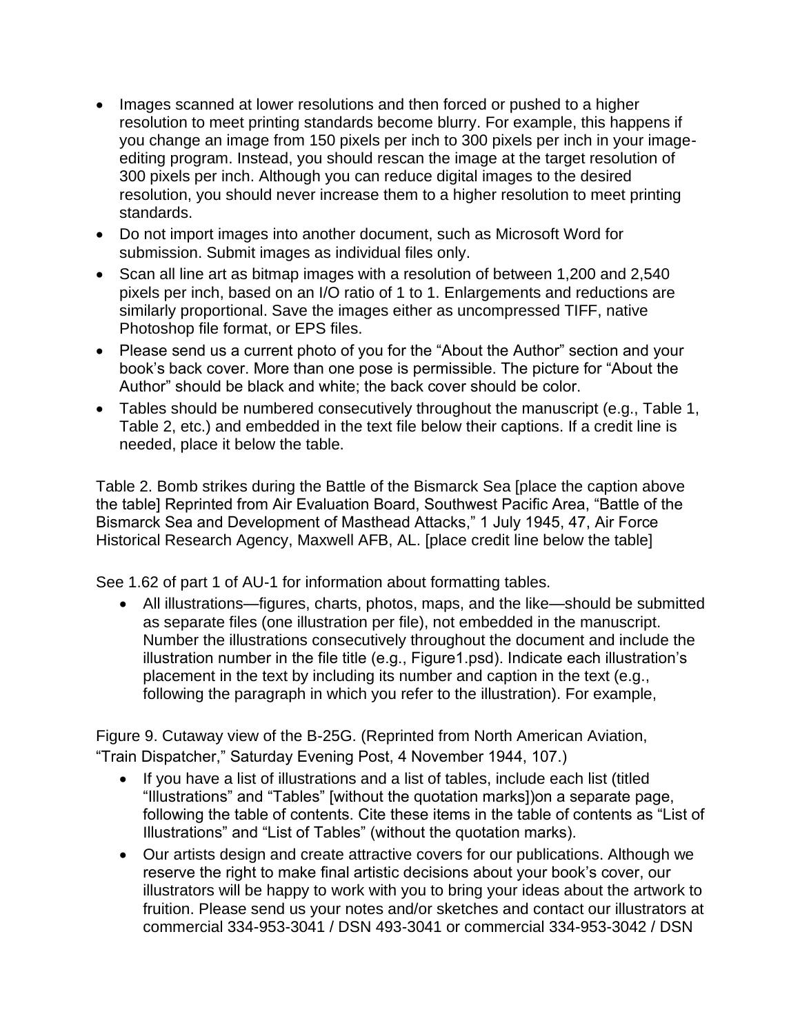- Images scanned at lower resolutions and then forced or pushed to a higher resolution to meet printing standards become blurry. For example, this happens if you change an image from 150 pixels per inch to 300 pixels per inch in your image-editing program. Instead, you should rescan the image at the target resolution of 300 pixels per inch. Although you can reduce digital images to the desired resolution, you should never increase them to a higher resolution to meet printing standards.
- Do not import images into another document, such as Microsoft Word for submission. Submit images as individual files only.
- Scan all line art as bitmap images with a resolution of between 1,200 and 2,540 pixels per inch, based on an I/O ratio of 1 to 1. Enlargements and reductions are similarly proportional. Save the images either as uncompressed TIFF, native Photoshop file format, or EPS files.
- Please send us a current photo of you for the "About the Author" section and your book's back cover. More than one pose is permissible. The picture for "About the Author" should be black and white; the back cover should be color.
- Tables should be numbered consecutively throughout the manuscript (e.g., Table 1, Table 2, etc.) and embedded in the text file below their captions. If a credit line is needed, place it below the table.

Table 2. Bomb strikes during the Battle of the Bismarck Sea [place the caption above the table] Reprinted from Air Evaluation Board, Southwest Pacific Area, "Battle of the Bismarck Sea and Development of Masthead Attacks," 1 July 1945, 47, Air Force Historical Research Agency, Maxwell AFB, AL. [place credit line below the table]

See 1.62 of part 1 of AU-1 for information about formatting tables.

- All illustrations—figures, charts, photos, maps, and the like—should be submitted as separate files (one illustration per file), not embedded in the manuscript. Number the illustrations consecutively throughout the document and include the illustration number in the file title (e.g., Figure1.psd). Indicate each illustration's placement in the text by including its number and caption in the text (e.g., following the paragraph in which you refer to the illustration). For example,

Figure 9. Cutaway view of the B-25G. (Reprinted from North American Aviation, "Train Dispatcher," Saturday Evening Post, 4 November 1944, 107.)

- If you have a list of illustrations and a list of tables, include each list (titled "Illustrations" and "Tables" [without the quotation marks])on a separate page, following the table of contents. Cite these items in the table of contents as "List of Illustrations" and "List of Tables" (without the quotation marks).
- Our artists design and create attractive covers for our publications. Although we reserve the right to make final artistic decisions about your book's cover, our illustrators will be happy to work with you to bring your ideas about the artwork to fruition. Please send us your notes and/or sketches and contact our illustrators at commercial 334-953-3041 / DSN 493-3041 or commercial 334-953-3042 / DSN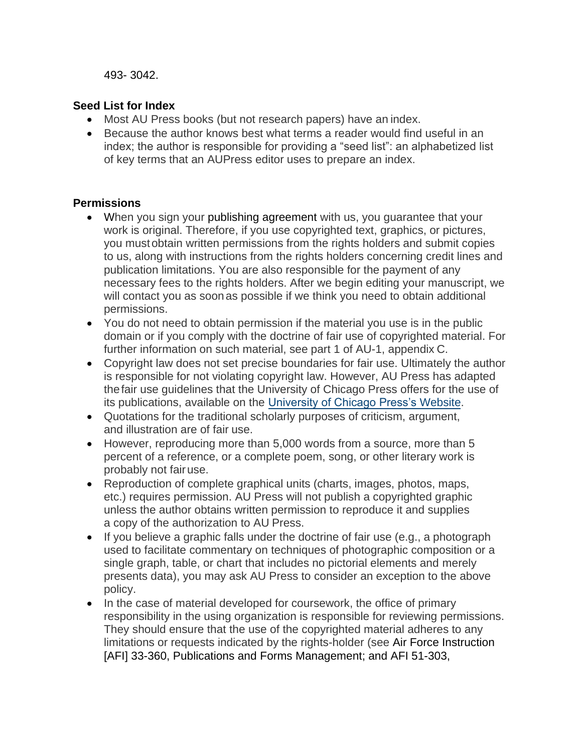493- 3042.

**Seed List for Index**

- Most AU Press books (but not research papers) have an index.
- Because the author knows best what terms a reader would find useful in an index; the author is responsible for providing a "seed list": an alphabetized list of key terms that an AUPress editor uses to prepare an index.

**Permissions**

- When you sign your publishing agreement with us, you guarantee that your work is original. Therefore, if you use copyrighted text, graphics, or pictures, you must obtain written permissions from the rights holders and submit copies to us, along with instructions from the rights holders concerning credit lines and publication limitations. You are also responsible for the payment of any necessary fees to the rights holders. After we begin editing your manuscript, we will contact you as soon as possible if we think you need to obtain additional permissions.
- You do not need to obtain permission if the material you use is in the public domain or if you comply with the doctrine of fair use of copyrighted material. For further information on such material, see part 1 of AU-1, appendix C.
- Copyright law does not set precise boundaries for fair use. Ultimately the author is responsible for not violating copyright law. However, AU Press has adapted the fair use guidelines that the University of Chicago Press offers for the use of its publications, available on the University of Chicago Press's Website.
- Quotations for the traditional scholarly purposes of criticism, argument, and illustration are of fair use.
- However, reproducing more than 5,000 words from a source, more than 5 percent of a reference, or a complete poem, song, or other literary work is probably not fair use.
- Reproduction of complete graphical units (charts, images, photos, maps, etc.) requires permission. AU Press will not publish a copyrighted graphic unless the author obtains written permission to reproduce it and supplies a copy of the authorization to AU Press.
- If you believe a graphic falls under the doctrine of fair use (e.g., a photograph used to facilitate commentary on techniques of photographic composition or a single graph, table, or chart that includes no pictorial elements and merely presents data), you may ask AU Press to consider an exception to the above policy.
- In the case of material developed for coursework, the office of primary responsibility in the using organization is responsible for reviewing permissions. They should ensure that the use of the copyrighted material adheres to any limitations or requests indicated by the rights-holder (see Air Force Instruction [AFI] 33-360, Publications and Forms Management; and AFI 51-303,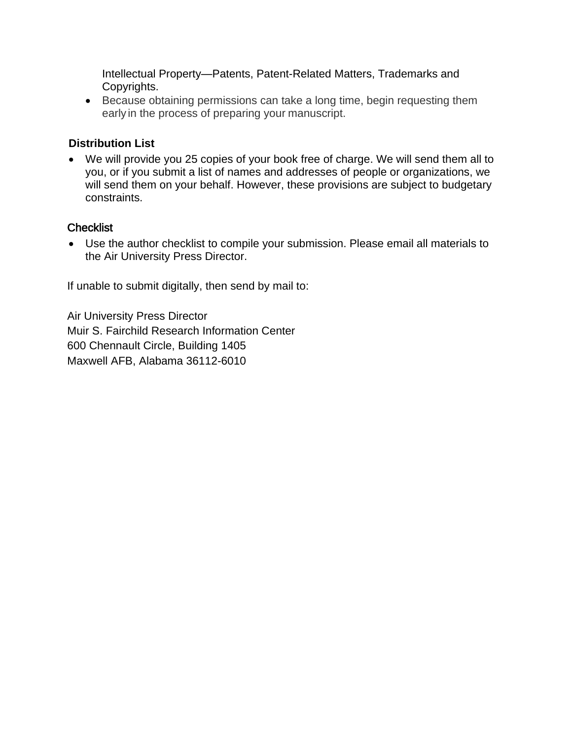Intellectual Property—Patents, Patent-Related Matters, Trademarks and Copyrights.

- Because obtaining permissions can take a long time, begin requesting them early in the process of preparing your manuscript.

### Distribution List

- We will provide you 25 copies of your book free of charge. We will send them all to you, or if you submit a list of names and addresses of people or organizations, we will send them on your behalf. However, these provisions are subject to budgetary constraints.

### Checklist

- Use the author checklist to compile your submission. Please email all materials to the Air University Press Director.

If unable to submit digitally, then send by mail to:

Air University Press Director
Muir S. Fairchild Research Information Center
600 Chennault Circle, Building 1405
Maxwell AFB, Alabama 36112-6010